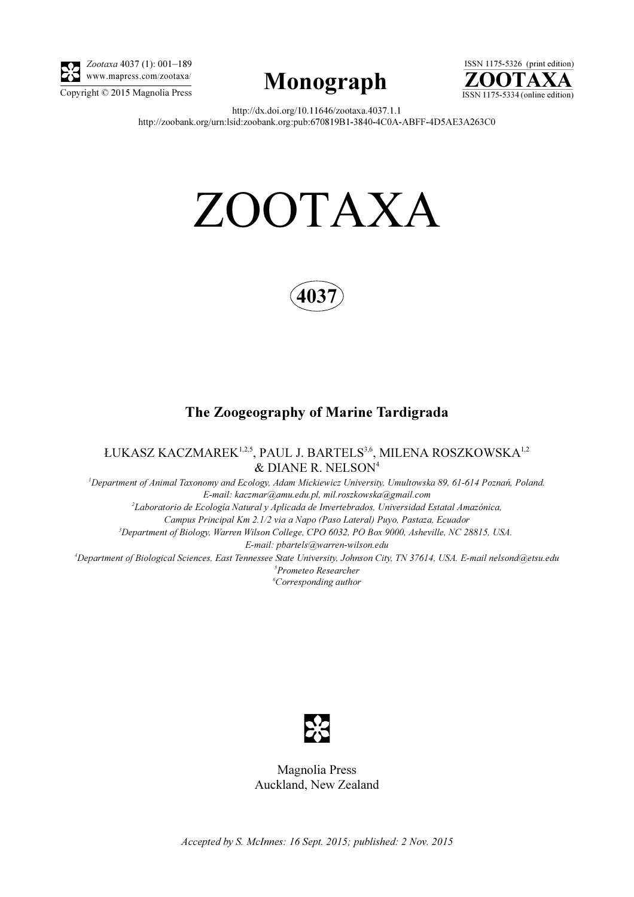Zootaxa 4037 (1): 001–189
www.mapress.com/zootaxa/
Copyright © 2015 Magnolia Press

# Monograph

ISSN 1175-5326 (print edition)
ZOOTAXA
ISSN 1175-5334 (online edition)

http://dx.doi.org/10.11646/zootaxa.4037.1.1
http://zoobank.org/urn:lsid:zoobank.org:pub:670819B1-3840-4C0A-ABFF-4D5AE3A263C0

# ZOOTAXA

**4037**

## The Zoogeography of Marine Tardigrada

ŁUKASZ KACZMAREK[1,2,5], PAUL J. BARTELS[3,6], MILENA ROSZKOWSKA[1,2] & DIANE R. NELSON[4]

[1]*Department of Animal Taxonomy and Ecology, Adam Mickiewicz University, Umultowska 89, 61-614 Poznań, Poland. E-mail: kaczmar@amu.edu.pl, mil.roszkowska@gmail.com*

[2]*Laboratorio de Ecología Natural y Aplicada de Invertebrados, Universidad Estatal Amazónica, Campus Principal Km 2.1/2 via a Napo (Paso Lateral) Puyo, Pastaza, Ecuador*

[3]*Department of Biology, Warren Wilson College, CPO 6032, PO Box 9000, Asheville, NC 28815, USA. E-mail: pbartels@warren-wilson.edu*

[4]*Department of Biological Sciences, East Tennessee State University, Johnson City, TN 37614, USA. E-mail nelsond@etsu.edu*

[5]*Prometeo Researcher*

[6]*Corresponding author*

Magnolia Press
Auckland, New Zealand

*Accepted by S. McInnes: 16 Sept. 2015; published: 2 Nov. 2015*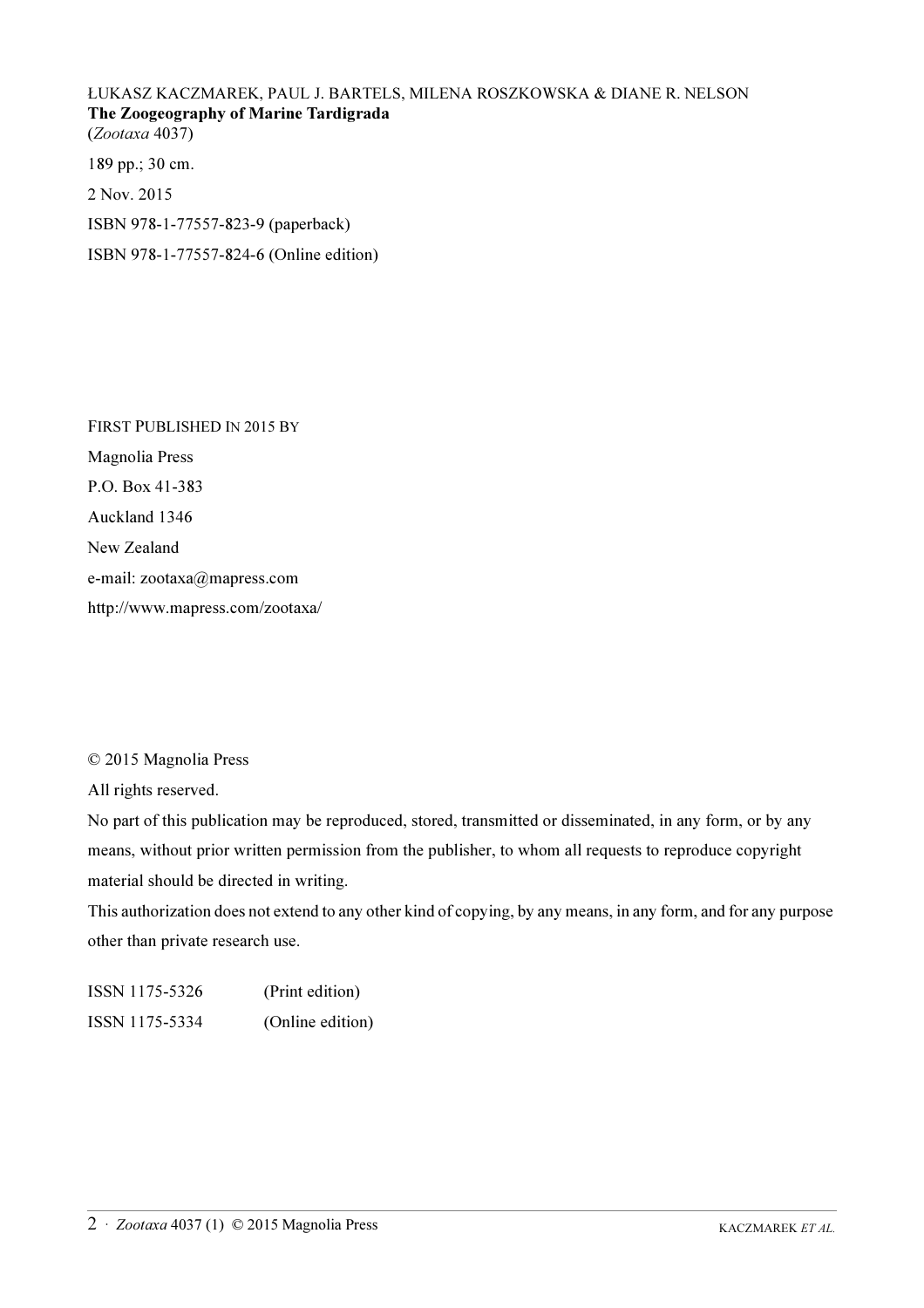ŁUKASZ KACZMAREK, PAUL J. BARTELS, MILENA ROSZKOWSKA & DIANE R. NELSON
**The Zoogeography of Marine Tardigrada**
(*Zootaxa* 4037)

189 pp.; 30 cm.

2 Nov. 2015

ISBN 978-1-77557-823-9 (paperback)

ISBN 978-1-77557-824-6 (Online edition)

FIRST PUBLISHED IN 2015 BY

Magnolia Press

P.O. Box 41-383

Auckland 1346

New Zealand

e-mail: zootaxa@mapress.com

http://www.mapress.com/zootaxa/

© 2015 Magnolia Press

All rights reserved.

No part of this publication may be reproduced, stored, transmitted or disseminated, in any form, or by any means, without prior written permission from the publisher, to whom all requests to reproduce copyright material should be directed in writing.

This authorization does not extend to any other kind of copying, by any means, in any form, and for any purpose other than private research use.

| ISSN 1175-5326 | (Print edition) |
|---|---|
| ISSN 1175-5334 | (Online edition) |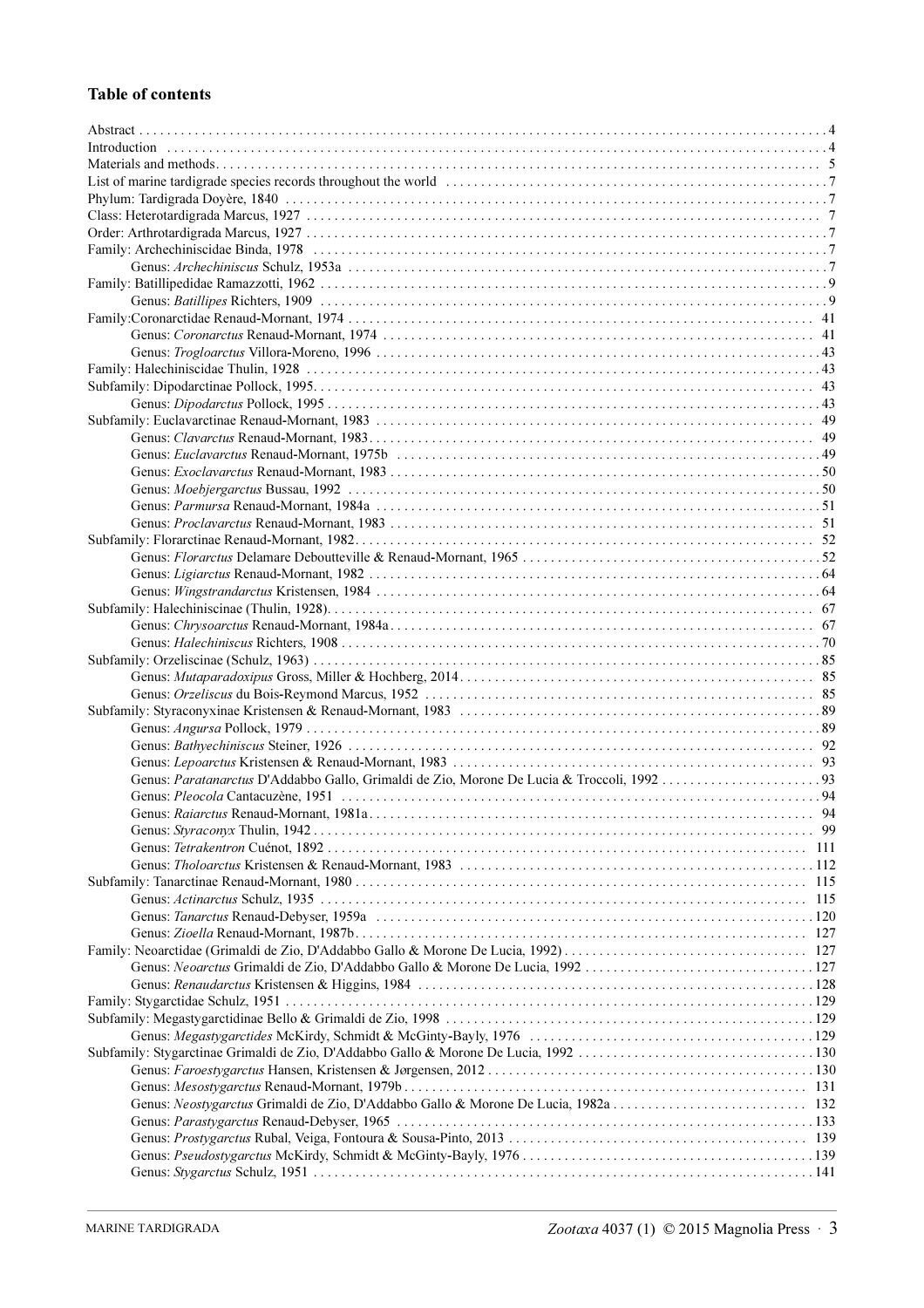**Table of contents**

Abstract . . . 4
Introduction . . . 4
Materials and methods . . . 5
List of marine tardigrade species records throughout the world . . . 7
Phylum: Tardigrada Doyère, 1840 . . . 7
Class: Heterotardigrada Marcus, 1927 . . . 7
Order: Arthrotardigrada Marcus, 1927 . . . 7
Family: Archechiniscidae Binda, 1978 . . . 7
  Genus: *Archechiniscus* Schulz, 1953a . . . 7
Family: Batillipedidae Ramazzotti, 1962 . . . 9
  Genus: *Batillipes* Richters, 1909 . . . 9
Family:Coronarctidae Renaud-Mornant, 1974 . . . 41
  Genus: *Coronarctus* Renaud-Mornant, 1974 . . . 41
  Genus: *Trogloarctus* Villora-Moreno, 1996 . . . 43
Family: Halechiniscidae Thulin, 1928 . . . 43
Subfamily: Dipodarctinae Pollock, 1995 . . . 43
  Genus: *Dipodarctus* Pollock, 1995 . . . 43
Subfamily: Euclavarctinae Renaud-Mornant, 1983 . . . 49
  Genus: *Clavarctus* Renaud-Mornant, 1983 . . . 49
  Genus: *Euclavarctus* Renaud-Mornant, 1975b . . . 49
  Genus: *Exoclavarctus* Renaud-Mornant, 1983 . . . 50
  Genus: *Moebjergarctus* Bussau, 1992 . . . 50
  Genus: *Parmursa* Renaud-Mornant, 1984a . . . 51
  Genus: *Proclavarctus* Renaud-Mornant, 1983 . . . 51
Subfamily: Florarctinae Renaud-Mornant, 1982 . . . 52
  Genus: *Florarctus* Delamare Deboutteville & Renaud-Mornant, 1965 . . . 52
  Genus: *Ligiarctus* Renaud-Mornant, 1982 . . . 64
  Genus: *Wingstrandarctus* Kristensen, 1984 . . . 64
Subfamily: Halechiniscinae (Thulin, 1928) . . . 67
  Genus: *Chrysoarctus* Renaud-Mornant, 1984a . . . 67
  Genus: *Halechiniscus* Richters, 1908 . . . 70
Subfamily: Orzeliscinae (Schulz, 1963) . . . 85
  Genus: *Mutaparadoxipus* Gross, Miller & Hochberg, 2014 . . . 85
  Genus: *Orzeliscus* du Bois-Reymond Marcus, 1952 . . . 85
Subfamily: Styraconyxinae Kristensen & Renaud-Mornant, 1983 . . . 89
  Genus: *Angursa* Pollock, 1979 . . . 89
  Genus: *Bathyechiniscus* Steiner, 1926 . . . 92
  Genus: *Lepoarctus* Kristensen & Renaud-Mornant, 1983 . . . 93
  Genus: *Paratanarctus* D'Addabbo Gallo, Grimaldi de Zio, Morone De Lucia & Troccoli, 1992 . . . 93
  Genus: *Pleocola* Cantacuzène, 1951 . . . 94
  Genus: *Raiarctus* Renaud-Mornant, 1981a . . . 94
  Genus: *Styraconyx* Thulin, 1942 . . . 99
  Genus: *Tetrakentron* Cuénot, 1892 . . . 111
  Genus: *Tholoarctus* Kristensen & Renaud-Mornant, 1983 . . . 112
Subfamily: Tanarctinae Renaud-Mornant, 1980 . . . 115
  Genus: *Actinarctus* Schulz, 1935 . . . 115
  Genus: *Tanarctus* Renaud-Debyser, 1959a . . . 120
  Genus: *Zioella* Renaud-Mornant, 1987b . . . 127
Family: Neoarctidae (Grimaldi de Zio, D'Addabbo Gallo & Morone De Lucia, 1992) . . . 127
  Genus: *Neoarctus* Grimaldi de Zio, D'Addabbo Gallo & Morone De Lucia, 1992 . . . 127
  Genus: *Renaudarctus* Kristensen & Higgins, 1984 . . . 128
Family: Stygarctidae Schulz, 1951 . . . 129
Subfamily: Megastygarctidinae Bello & Grimaldi de Zio, 1998 . . . 129
  Genus: *Megastygarctides* McKirdy, Schmidt & McGinty-Bayly, 1976 . . . 129
Subfamily: Stygarctinae Grimaldi de Zio, D'Addabbo Gallo & Morone De Lucia, 1992 . . . 130
  Genus: *Faroestygarctus* Hansen, Kristensen & Jørgensen, 2012 . . . 130
  Genus: *Mesostygarctus* Renaud-Mornant, 1979b . . . 131
  Genus: *Neostygarctus* Grimaldi de Zio, D'Addabbo Gallo & Morone De Lucia, 1982a . . . 132
  Genus: *Parastygarctus* Renaud-Debyser, 1965 . . . 133
  Genus: *Prostygarctus* Rubal, Veiga, Fontoura & Sousa-Pinto, 2013 . . . 139
  Genus: *Pseudostygarctus* McKirdy, Schmidt & McGinty-Bayly, 1976 . . . 139
  Genus: *Stygarctus* Schulz, 1951 . . . 141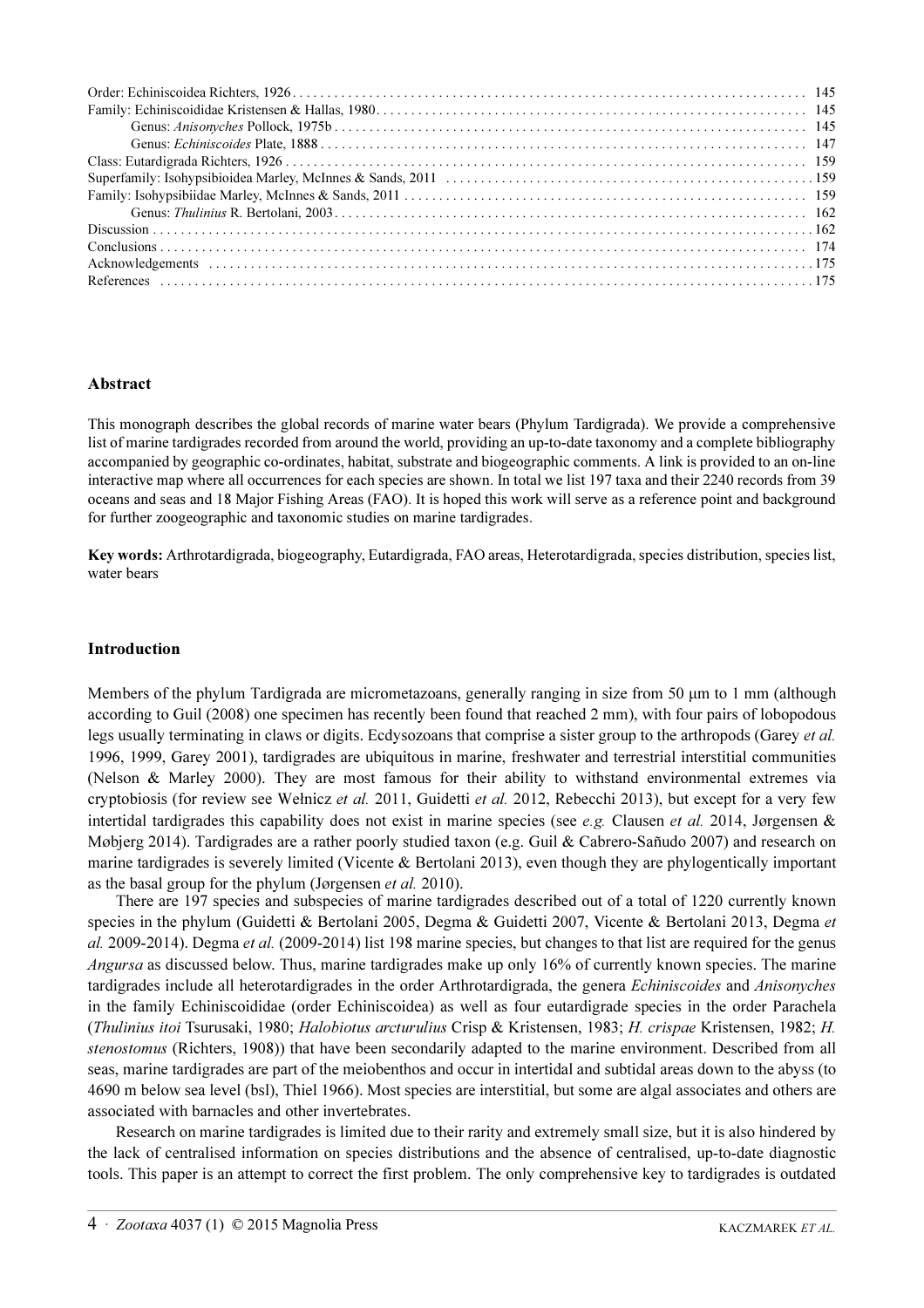Order: Echiniscoidea Richters, 1926 . . . . . . . . . . . . . . . . . . . . . . . . . . . . . . . . . . . . . . . . . . . . . . . . . . . . . . . . . . . . . . . . . . . . . . . . . . . 145
Family: Echiniscoididae Kristensen & Hallas, 1980. . . . . . . . . . . . . . . . . . . . . . . . . . . . . . . . . . . . . . . . . . . . . . . . . . . . . . . . . . . . . . 145
Genus: *Anisonyches* Pollock, 1975b . . . . . . . . . . . . . . . . . . . . . . . . . . . . . . . . . . . . . . . . . . . . . . . . . . . . . . . . . . . . . . . . . . 145
Genus: *Echiniscoides* Plate, 1888 . . . . . . . . . . . . . . . . . . . . . . . . . . . . . . . . . . . . . . . . . . . . . . . . . . . . . . . . . . . . . . . . . . . 147
Class: Eutardigrada Richters, 1926 . . . . . . . . . . . . . . . . . . . . . . . . . . . . . . . . . . . . . . . . . . . . . . . . . . . . . . . . . . . . . . . . . . . . . . . . . 159
Superfamily: Isohypsibioidea Marley, McInnes & Sands, 2011 . . . . . . . . . . . . . . . . . . . . . . . . . . . . . . . . . . . . . . . . . . . . . . . . . . . . . 159
Family: Isohypsibiidae Marley, McInnes & Sands, 2011 . . . . . . . . . . . . . . . . . . . . . . . . . . . . . . . . . . . . . . . . . . . . . . . . . . . . . . . . . 159
Genus: *Thulinius* R. Bertolani, 2003. . . . . . . . . . . . . . . . . . . . . . . . . . . . . . . . . . . . . . . . . . . . . . . . . . . . . . . . . . . . . . . . . . 162
Discussion . . . . . . . . . . . . . . . . . . . . . . . . . . . . . . . . . . . . . . . . . . . . . . . . . . . . . . . . . . . . . . . . . . . . . . . . . . . . . . . . . . . . . . . . . . . . 162
Conclusions . . . . . . . . . . . . . . . . . . . . . . . . . . . . . . . . . . . . . . . . . . . . . . . . . . . . . . . . . . . . . . . . . . . . . . . . . . . . . . . . . . . . . . . . . . 174
Acknowledgements . . . . . . . . . . . . . . . . . . . . . . . . . . . . . . . . . . . . . . . . . . . . . . . . . . . . . . . . . . . . . . . . . . . . . . . . . . . . . . . . . . . . 175
References . . . . . . . . . . . . . . . . . . . . . . . . . . . . . . . . . . . . . . . . . . . . . . . . . . . . . . . . . . . . . . . . . . . . . . . . . . . . . . . . . . . . . . . . . . . 175

## Abstract

This monograph describes the global records of marine water bears (Phylum Tardigrada). We provide a comprehensive list of marine tardigrades recorded from around the world, providing an up-to-date taxonomy and a complete bibliography accompanied by geographic co-ordinates, habitat, substrate and biogeographic comments. A link is provided to an on-line interactive map where all occurrences for each species are shown. In total we list 197 taxa and their 2240 records from 39 oceans and seas and 18 Major Fishing Areas (FAO). It is hoped this work will serve as a reference point and background for further zoogeographic and taxonomic studies on marine tardigrades.

**Key words:** Arthrotardigrada, biogeography, Eutardigrada, FAO areas, Heterotardigrada, species distribution, species list, water bears

## Introduction

Members of the phylum Tardigrada are micrometazoans, generally ranging in size from 50 µm to 1 mm (although according to Guil (2008) one specimen has recently been found that reached 2 mm), with four pairs of lobopodous legs usually terminating in claws or digits. Ecdysozoans that comprise a sister group to the arthropods (Garey *et al.* 1996, 1999, Garey 2001), tardigrades are ubiquitous in marine, freshwater and terrestrial interstitial communities (Nelson & Marley 2000). They are most famous for their ability to withstand environmental extremes via cryptobiosis (for review see Wełnicz *et al.* 2011, Guidetti *et al.* 2012, Rebecchi 2013), but except for a very few intertidal tardigrades this capability does not exist in marine species (see *e.g.* Clausen *et al.* 2014, Jørgensen & Møbjerg 2014). Tardigrades are a rather poorly studied taxon (e.g. Guil & Cabrero-Sañudo 2007) and research on marine tardigrades is severely limited (Vicente & Bertolani 2013), even though they are phylogentically important as the basal group for the phylum (Jørgensen *et al.* 2010).

There are 197 species and subspecies of marine tardigrades described out of a total of 1220 currently known species in the phylum (Guidetti & Bertolani 2005, Degma & Guidetti 2007, Vicente & Bertolani 2013, Degma *et al.* 2009-2014). Degma *et al.* (2009-2014) list 198 marine species, but changes to that list are required for the genus *Angursa* as discussed below. Thus, marine tardigrades make up only 16% of currently known species. The marine tardigrades include all heterotardigrades in the order Arthrotardigrada, the genera *Echiniscoides* and *Anisonyches* in the family Echiniscoididae (order Echiniscoidea) as well as four eutardigrade species in the order Parachela (*Thulinius itoi* Tsurusaki, 1980; *Halobiotus arcturulius* Crisp & Kristensen, 1983; *H. crispae* Kristensen, 1982; *H. stenostomus* (Richters, 1908)) that have been secondarily adapted to the marine environment. Described from all seas, marine tardigrades are part of the meiobenthos and occur in intertidal and subtidal areas down to the abyss (to 4690 m below sea level (bsl), Thiel 1966). Most species are interstitial, but some are algal associates and others are associated with barnacles and other invertebrates.

Research on marine tardigrades is limited due to their rarity and extremely small size, but it is also hindered by the lack of centralised information on species distributions and the absence of centralised, up-to-date diagnostic tools. This paper is an attempt to correct the first problem. The only comprehensive key to tardigrades is outdated